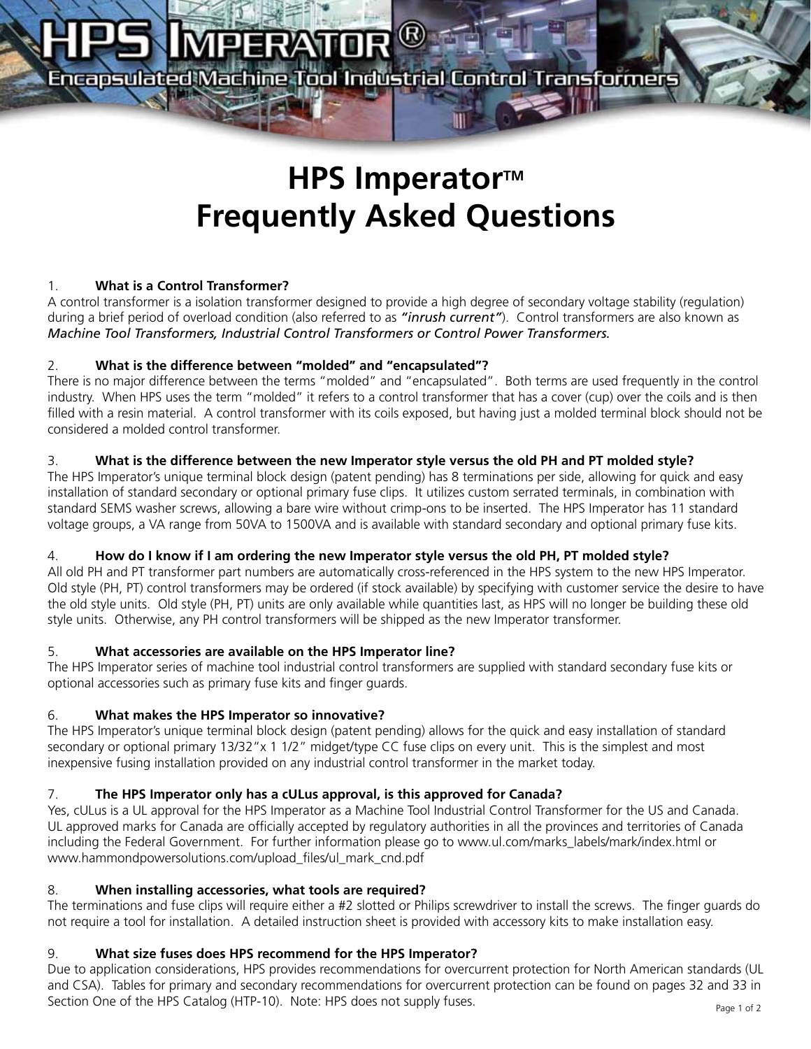# HPS Imperator®

Encapsulated Machine Tool Industrial Control Transformers

# HPS Imperator™ Frequently Asked Questions

1. **What is a Control Transformer?**

A control transformer is a isolation transformer designed to provide a high degree of secondary voltage stability (regulation) during a brief period of overload condition (also referred to as ***"inrush current"***). Control transformers are also known as *Machine Tool Transformers, Industrial Control Transformers or Control Power Transformers.*

2. **What is the difference between "molded" and "encapsulated"?**

There is no major difference between the terms "molded" and "encapsulated". Both terms are used frequently in the control industry. When HPS uses the term "molded" it refers to a control transformer that has a cover (cup) over the coils and is then filled with a resin material. A control transformer with its coils exposed, but having just a molded terminal block should not be considered a molded control transformer.

3. **What is the difference between the new Imperator style versus the old PH and PT molded style?**

The HPS Imperator's unique terminal block design (patent pending) has 8 terminations per side, allowing for quick and easy installation of standard secondary or optional primary fuse clips. It utilizes custom serrated terminals, in combination with standard SEMS washer screws, allowing a bare wire without crimp-ons to be inserted. The HPS Imperator has 11 standard voltage groups, a VA range from 50VA to 1500VA and is available with standard secondary and optional primary fuse kits.

4. **How do I know if I am ordering the new Imperator style versus the old PH, PT molded style?**

All old PH and PT transformer part numbers are automatically cross-referenced in the HPS system to the new HPS Imperator. Old style (PH, PT) control transformers may be ordered (if stock available) by specifying with customer service the desire to have the old style units. Old style (PH, PT) units are only available while quantities last, as HPS will no longer be building these old style units. Otherwise, any PH control transformers will be shipped as the new Imperator transformer.

5. **What accessories are available on the HPS Imperator line?**

The HPS Imperator series of machine tool industrial control transformers are supplied with standard secondary fuse kits or optional accessories such as primary fuse kits and finger guards.

6. **What makes the HPS Imperator so innovative?**

The HPS Imperator's unique terminal block design (patent pending) allows for the quick and easy installation of standard secondary or optional primary 13/32"x 1 1/2" midget/type CC fuse clips on every unit. This is the simplest and most inexpensive fusing installation provided on any industrial control transformer in the market today.

7. **The HPS Imperator only has a cULus approval, is this approved for Canada?**

Yes, cULus is a UL approval for the HPS Imperator as a Machine Tool Industrial Control Transformer for the US and Canada. UL approved marks for Canada are officially accepted by regulatory authorities in all the provinces and territories of Canada including the Federal Government. For further information please go to www.ul.com/marks_labels/mark/index.html or www.hammondpowersolutions.com/upload_files/ul_mark_cnd.pdf

8. **When installing accessories, what tools are required?**

The terminations and fuse clips will require either a #2 slotted or Philips screwdriver to install the screws. The finger guards do not require a tool for installation. A detailed instruction sheet is provided with accessory kits to make installation easy.

9. **What size fuses does HPS recommend for the HPS Imperator?**

Due to application considerations, HPS provides recommendations for overcurrent protection for North American standards (UL and CSA). Tables for primary and secondary recommendations for overcurrent protection can be found on pages 32 and 33 in Section One of the HPS Catalog (HTP-10). Note: HPS does not supply fuses.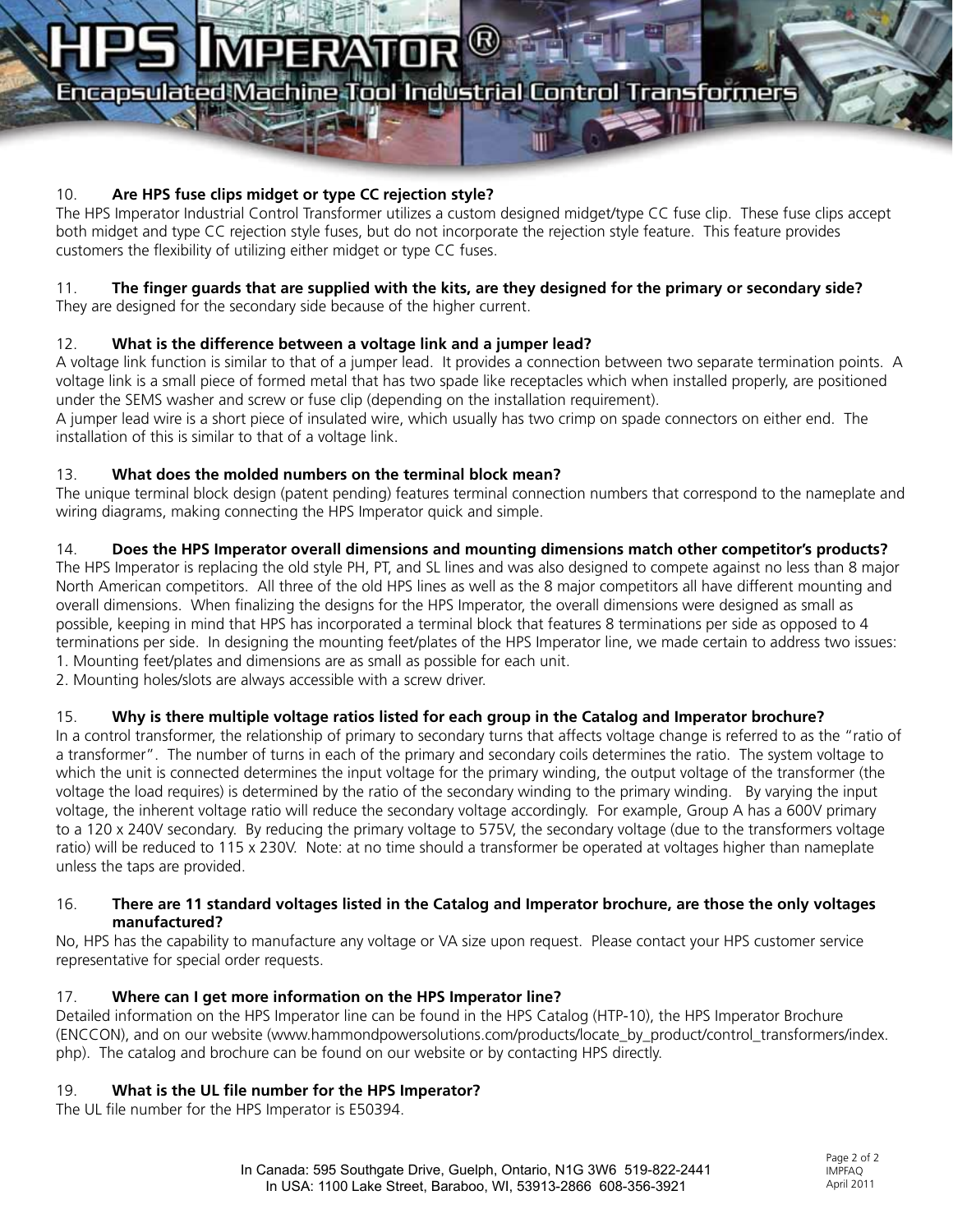# HPS Imperator®

## Encapsulated Machine Tool Industrial Control Transformers

10. **Are HPS fuse clips midget or type CC rejection style?**

The HPS Imperator Industrial Control Transformer utilizes a custom designed midget/type CC fuse clip. These fuse clips accept both midget and type CC rejection style fuses, but do not incorporate the rejection style feature. This feature provides customers the flexibility of utilizing either midget or type CC fuses.

11. **The finger guards that are supplied with the kits, are they designed for the primary or secondary side?**

They are designed for the secondary side because of the higher current.

12. **What is the difference between a voltage link and a jumper lead?**

A voltage link function is similar to that of a jumper lead. It provides a connection between two separate termination points. A voltage link is a small piece of formed metal that has two spade like receptacles which when installed properly, are positioned under the SEMS washer and screw or fuse clip (depending on the installation requirement).

A jumper lead wire is a short piece of insulated wire, which usually has two crimp on spade connectors on either end. The installation of this is similar to that of a voltage link.

13. **What does the molded numbers on the terminal block mean?**

The unique terminal block design (patent pending) features terminal connection numbers that correspond to the nameplate and wiring diagrams, making connecting the HPS Imperator quick and simple.

14. **Does the HPS Imperator overall dimensions and mounting dimensions match other competitor's products?**

The HPS Imperator is replacing the old style PH, PT, and SL lines and was also designed to compete against no less than 8 major North American competitors. All three of the old HPS lines as well as the 8 major competitors all have different mounting and overall dimensions. When finalizing the designs for the HPS Imperator, the overall dimensions were designed as small as possible, keeping in mind that HPS has incorporated a terminal block that features 8 terminations per side as opposed to 4 terminations per side. In designing the mounting feet/plates of the HPS Imperator line, we made certain to address two issues:

1. Mounting feet/plates and dimensions are as small as possible for each unit.
2. Mounting holes/slots are always accessible with a screw driver.

15. **Why is there multiple voltage ratios listed for each group in the Catalog and Imperator brochure?**

In a control transformer, the relationship of primary to secondary turns that affects voltage change is referred to as the "ratio of a transformer". The number of turns in each of the primary and secondary coils determines the ratio. The system voltage to which the unit is connected determines the input voltage for the primary winding, the output voltage of the transformer (the voltage the load requires) is determined by the ratio of the secondary winding to the primary winding. By varying the input voltage, the inherent voltage ratio will reduce the secondary voltage accordingly. For example, Group A has a 600V primary to a 120 x 240V secondary. By reducing the primary voltage to 575V, the secondary voltage (due to the transformers voltage ratio) will be reduced to 115 x 230V. Note: at no time should a transformer be operated at voltages higher than nameplate unless the taps are provided.

16. **There are 11 standard voltages listed in the Catalog and Imperator brochure, are those the only voltages manufactured?**

No, HPS has the capability to manufacture any voltage or VA size upon request. Please contact your HPS customer service representative for special order requests.

17. **Where can I get more information on the HPS Imperator line?**

Detailed information on the HPS Imperator line can be found in the HPS Catalog (HTP-10), the HPS Imperator Brochure (ENCCON), and on our website (www.hammondpowersolutions.com/products/locate_by_product/control_transformers/index.php). The catalog and brochure can be found on our website or by contacting HPS directly.

19. **What is the UL file number for the HPS Imperator?**

The UL file number for the HPS Imperator is E50394.

In Canada: 595 Southgate Drive, Guelph, Ontario, N1G 3W6 519-822-2441
In USA: 1100 Lake Street, Baraboo, WI, 53913-2866 608-356-3921

IMPFAQ
April 2011